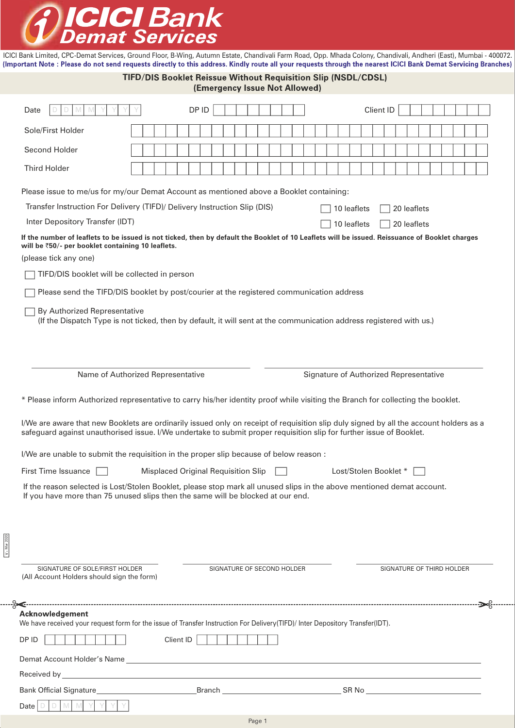# ICICI Bank Demat Services

ICICI Bank Limited, CPC-Demat Services, Ground Floor, B-Wing, Autumn Estate, Chandivali Farm Road, Opp. Mhada Colony, Chandivali, Andheri (East), Mumbai - 400072.
**(Important Note : Please do not send requests directly to this address. Kindly route all your requests through the nearest ICICI Bank Demat Servicing Branches)**

## TIFD/DIS Booklet Reissue Without Requisition Slip (NSDL/CDSL)
## (Emergency Issue Not Allowed)

Date D D M M Y Y Y Y    DP ID ☐☐☐☐☐☐☐☐    Client ID ☐☐☐☐☐☐☐☐

Sole/First Holder ________________________________

Second Holder ________________________________

Third Holder ________________________________

Please issue to me/us for my/our Demat Account as mentioned above a Booklet containing:

| | | |
|---|---|---|
| Transfer Instruction For Delivery (TIFD)/ Delivery Instruction Slip (DIS) | ☐ 10 leaflets | ☐ 20 leaflets |
| Inter Depository Transfer (IDT) | ☐ 10 leaflets | ☐ 20 leaflets |

**If the number of leaflets to be issued is not ticked, then by default the Booklet of 10 Leaflets will be issued. Reissuance of Booklet charges will be ₹50/- per booklet containing 10 leaflets.**

(please tick any one)

☐ TIFD/DIS booklet will be collected in person

☐ Please send the TIFD/DIS booklet by post/courier at the registered communication address

☐ By Authorized Representative
(If the Dispatch Type is not ticked, then by default, it will sent at the communication address registered with us.)

______________________________ Name of Authorized Representative

______________________________ Signature of Authorized Representative

* Please inform Authorized representative to carry his/her identity proof while visiting the Branch for collecting the booklet.

I/We are aware that new Booklets are ordinarily issued only on receipt of requisition slip duly signed by all the account holders as a safeguard against unauthorised issue. I/We undertake to submit proper requisition slip for further issue of Booklet.

I/We are unable to submit the requisition in the proper slip because of below reason :

First Time Issuance ☐    Misplaced Original Requisition Slip ☐    Lost/Stolen Booklet * ☐

If the reason selected is Lost/Stolen Booklet, please stop mark all unused slips in the above mentioned demat account.
If you have more than 75 unused slips then the same will be blocked at our end.

V - Mar 2020

| SIGNATURE OF SOLE/FIRST HOLDER (All Account Holders should sign the form) | SIGNATURE OF SECOND HOLDER | SIGNATURE OF THIRD HOLDER |
|---|---|---|

---

**Acknowledgement**

We have received your request form for the issue of Transfer Instruction For Delivery(TIFD)/ Inter Depository Transfer(IDT).

DP ID ☐☐☐☐☐☐☐☐    Client ID ☐☐☐☐☐☐☐☐

Demat Account Holder's Name ______________________________

Received by ______________________________

Bank Official Signature ____________ Branch ____________ SR No ____________

Date D D M M Y Y Y Y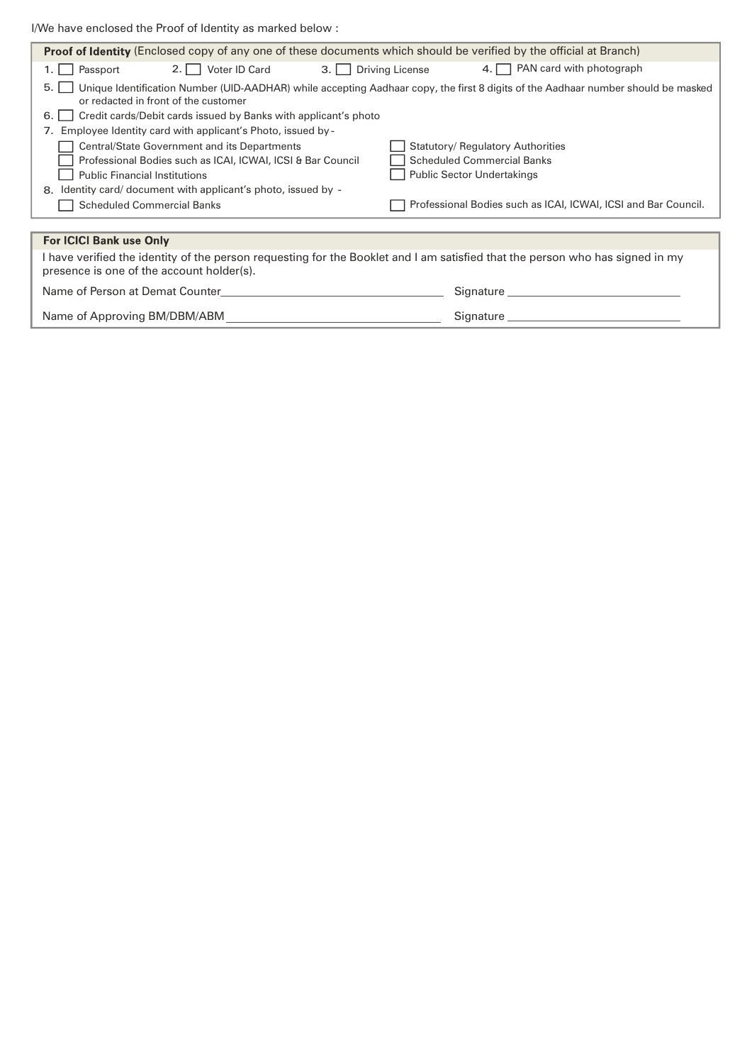I/We have enclosed the Proof of Identity as marked below :

**Proof of Identity** (Enclosed copy of any one of these documents which should be verified by the official at Branch)

1. ☐ Passport 2. ☐ Voter ID Card 3. ☐ Driving License 4. ☐ PAN card with photograph
5. ☐ Unique Identification Number (UID-AADHAR) while accepting Aadhaar copy, the first 8 digits of the Aadhaar number should be masked or redacted in front of the customer
6. ☐ Credit cards/Debit cards issued by Banks with applicant's photo
7. Employee Identity card with applicant's Photo, issued by -
   - ☐ Central/State Government and its Departments
   - ☐ Professional Bodies such as ICAI, ICWAI, ICSI & Bar Council
   - ☐ Public Financial Institutions
   - ☐ Statutory/ Regulatory Authorities
   - ☐ Scheduled Commercial Banks
   - ☐ Public Sector Undertakings
8. Identity card/ document with applicant's photo, issued by -
   - ☐ Scheduled Commercial Banks
   - ☐ Professional Bodies such as ICAI, ICWAI, ICSI and Bar Council.

**For ICICI Bank use Only**

I have verified the identity of the person requesting for the Booklet and I am satisfied that the person who has signed in my presence is one of the account holder(s).

Name of Person at Demat Counter\_\_\_\_\_\_\_\_\_\_\_\_\_\_\_\_\_\_\_\_\_\_\_\_\_\_\_\_ Signature \_\_\_\_\_\_\_\_\_\_\_\_\_\_\_\_\_\_\_\_\_\_\_\_

Name of Approving BM/DBM/ABM \_\_\_\_\_\_\_\_\_\_\_\_\_\_\_\_\_\_\_\_\_\_\_\_\_\_\_\_ Signature \_\_\_\_\_\_\_\_\_\_\_\_\_\_\_\_\_\_\_\_\_\_\_\_